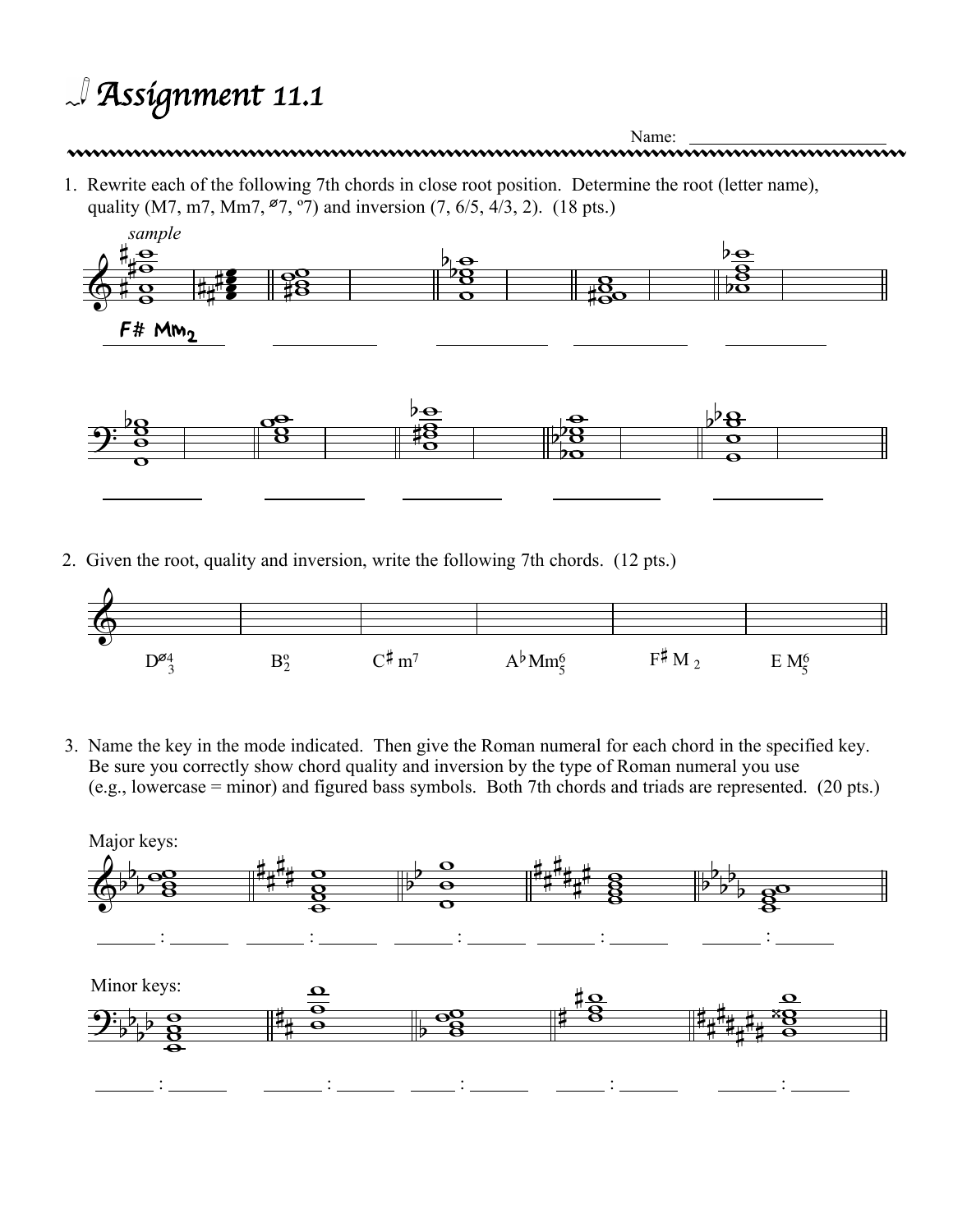# Assignment 11.1

Name: ______________________

1. Rewrite each of the following 7th chords in close root position. Determine the root (letter name), quality (M7, m7, Mm7, ø7, º7) and inversion (7, 6/5, 4/3, 2). (18 pts.)

*sample*

F# Mm2 ___________ ___________ ___________ ___________

___________ ___________ ___________ ___________ ___________

2. Given the root, quality and inversion, write the following 7th chords. (12 pts.)

$D^{ø}{}^{4}_{3}$ $B^{o}_{2}$ $C\sharp\ m^{7}$ $A\flat Mm^{6}_{5}$ $F\sharp\ M_{2}$ $E\ M^{6}_{5}$

3. Name the key in the mode indicated. Then give the Roman numeral for each chord in the specified key. Be sure you correctly show chord quality and inversion by the type of Roman numeral you use (e.g., lowercase = minor) and figured bass symbols. Both 7th chords and triads are represented. (20 pts.)

Major keys:

______ : ______ ______ : ______ ______ : ______ ______ : ______ ______ : ______

Minor keys:

______ : ______ ______ : ______ _____ : ______ _____ : ______ ______ : ______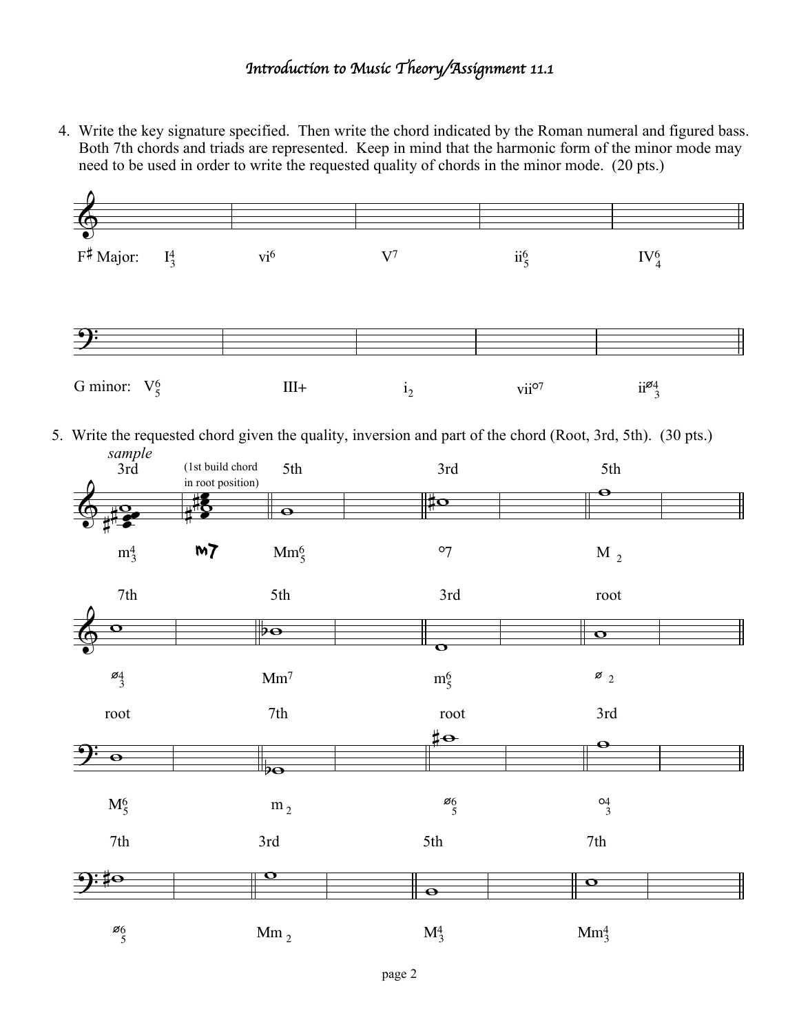# Introduction to Music Theory/Assignment 11.1

4. Write the key signature specified. Then write the chord indicated by the Roman numeral and figured bass. Both 7th chords and triads are represented. Keep in mind that the harmonic form of the minor mode may need to be used in order to write the requested quality of chords in the minor mode. (20 pts.)

F♯ Major: $I^4_3$ $vi^6$ $V^7$ $ii^6_5$ $IV^6_4$

G minor: $V^6_5$ III+ $i_2$ $vii^{o7}$ $ii^{ø4}_3$

5. Write the requested chord given the quality, inversion and part of the chord (Root, 3rd, 5th). (30 pts.)

*sample*

3rd (1st build chord in root position) 5th 3rd 5th

$m^4_3$ M7 $Mm^6_5$ $^o7$ $M_2$

7th 5th 3rd root

$ø^4_3$ $Mm^7$ $m^6_5$ $ø_2$

root 7th root 3rd

$M^6_5$ $m_2$ $ø^6_5$ $^{o4}_3$

7th 3rd 5th 7th

$ø^6_5$ $Mm_2$ $M^4_3$ $Mm^4_3$